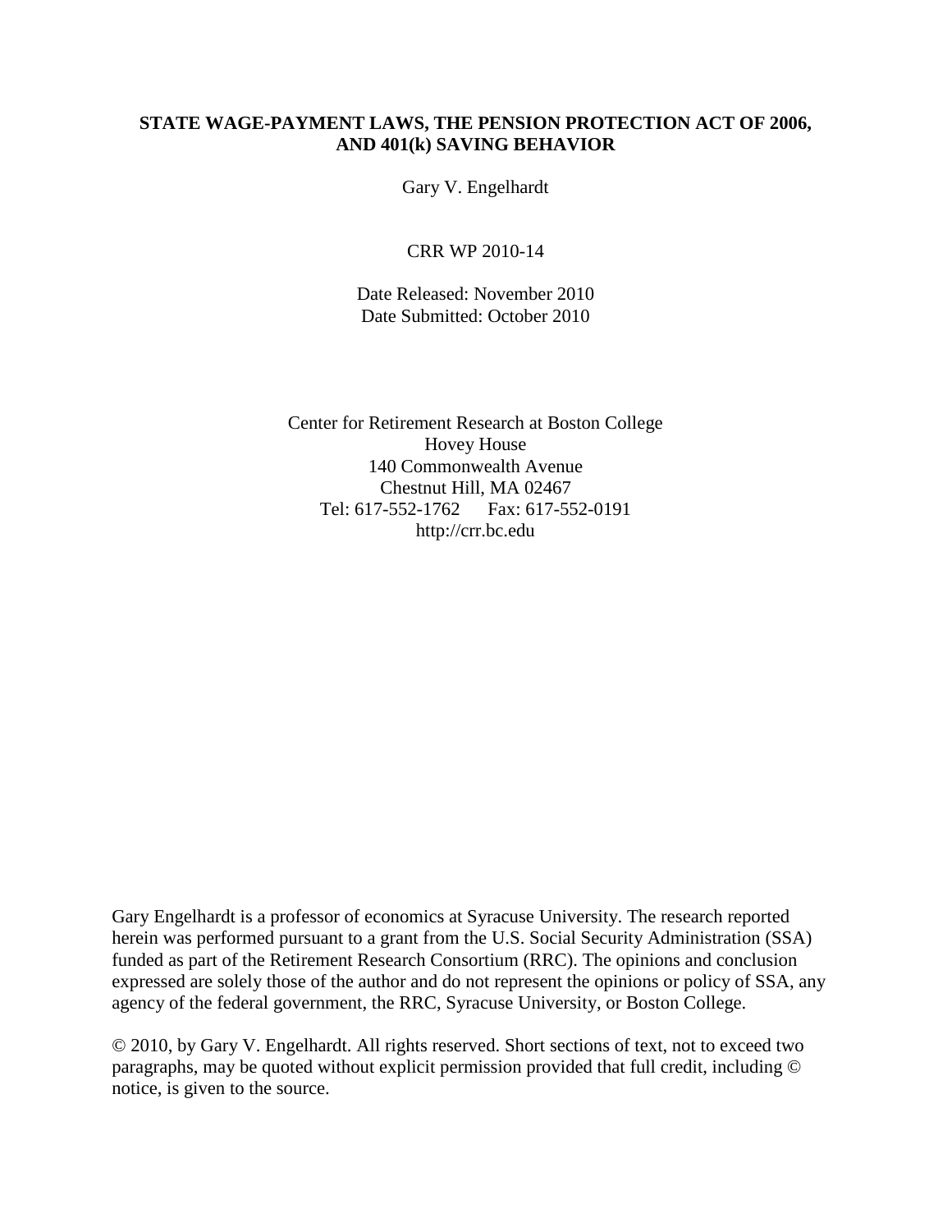# STATE WAGE-PAYMENT LAWS, THE PENSION PROTECTION ACT OF 2006, AND 401(k) SAVING BEHAVIOR

Gary V. Engelhardt

CRR WP 2010-14

Date Released: November 2010
Date Submitted: October 2010

Center for Retirement Research at Boston College
Hovey House
140 Commonwealth Avenue
Chestnut Hill, MA 02467
Tel: 617-552-1762 Fax: 617-552-0191
http://crr.bc.edu

Gary Engelhardt is a professor of economics at Syracuse University. The research reported herein was performed pursuant to a grant from the U.S. Social Security Administration (SSA) funded as part of the Retirement Research Consortium (RRC). The opinions and conclusion expressed are solely those of the author and do not represent the opinions or policy of SSA, any agency of the federal government, the RRC, Syracuse University, or Boston College.

© 2010, by Gary V. Engelhardt. All rights reserved. Short sections of text, not to exceed two paragraphs, may be quoted without explicit permission provided that full credit, including © notice, is given to the source.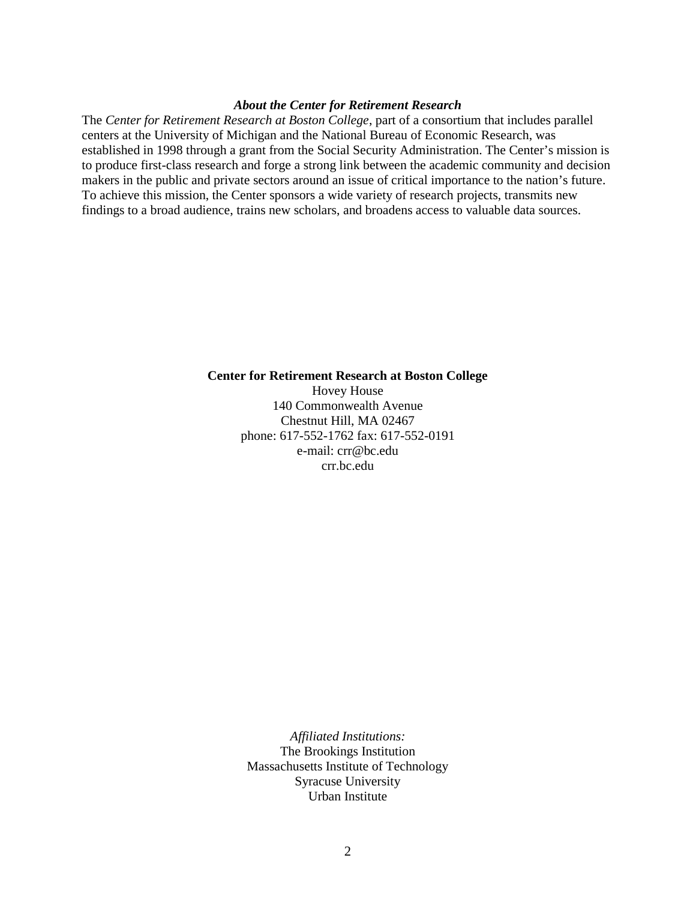***About the Center for Retirement Research***

The *Center for Retirement Research at Boston College*, part of a consortium that includes parallel centers at the University of Michigan and the National Bureau of Economic Research, was established in 1998 through a grant from the Social Security Administration. The Center's mission is to produce first-class research and forge a strong link between the academic community and decision makers in the public and private sectors around an issue of critical importance to the nation's future. To achieve this mission, the Center sponsors a wide variety of research projects, transmits new findings to a broad audience, trains new scholars, and broadens access to valuable data sources.

**Center for Retirement Research at Boston College**
Hovey House
140 Commonwealth Avenue
Chestnut Hill, MA 02467
phone: 617-552-1762 fax: 617-552-0191
e-mail: crr@bc.edu
crr.bc.edu

*Affiliated Institutions:*
The Brookings Institution
Massachusetts Institute of Technology
Syracuse University
Urban Institute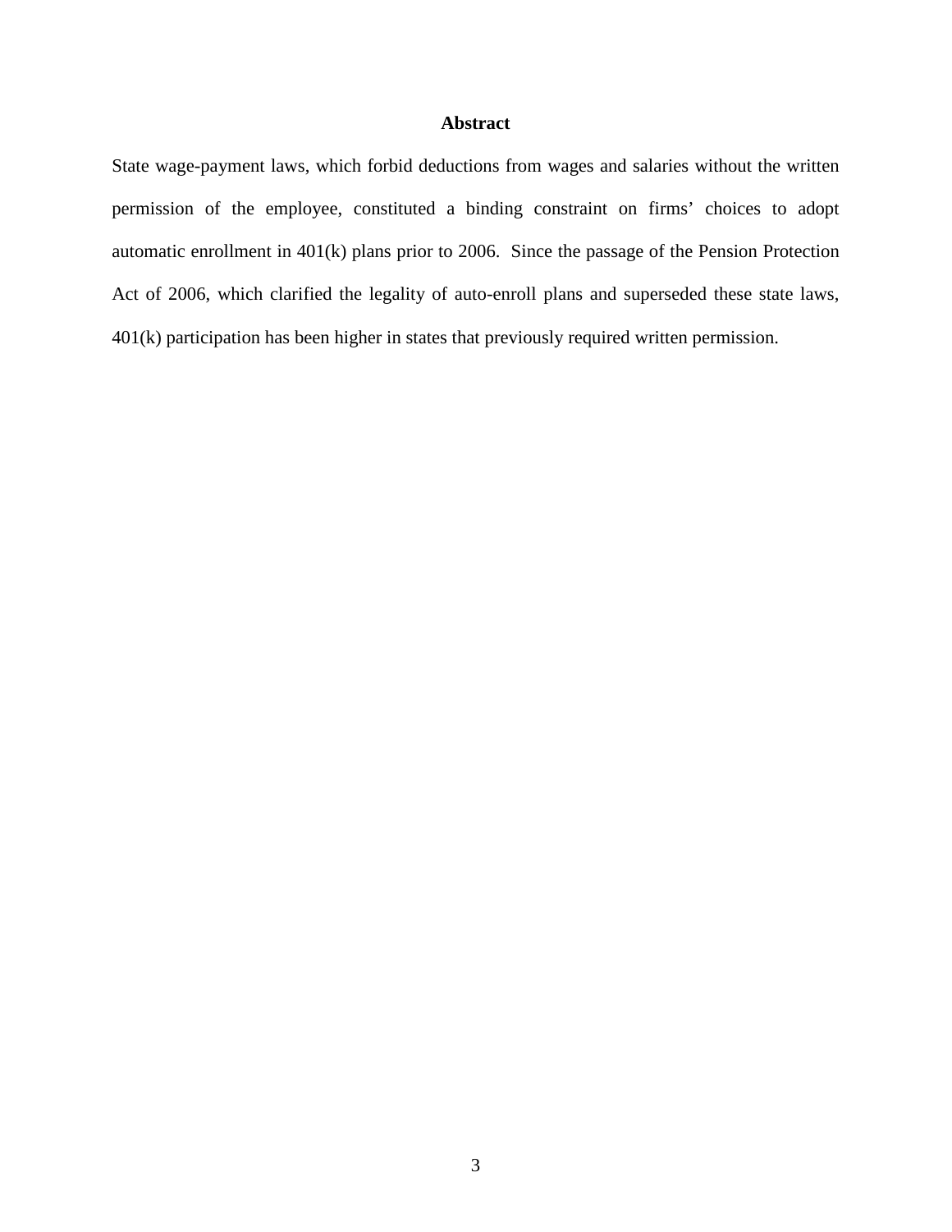## Abstract

State wage-payment laws, which forbid deductions from wages and salaries without the written permission of the employee, constituted a binding constraint on firms' choices to adopt automatic enrollment in 401(k) plans prior to 2006. Since the passage of the Pension Protection Act of 2006, which clarified the legality of auto-enroll plans and superseded these state laws, 401(k) participation has been higher in states that previously required written permission.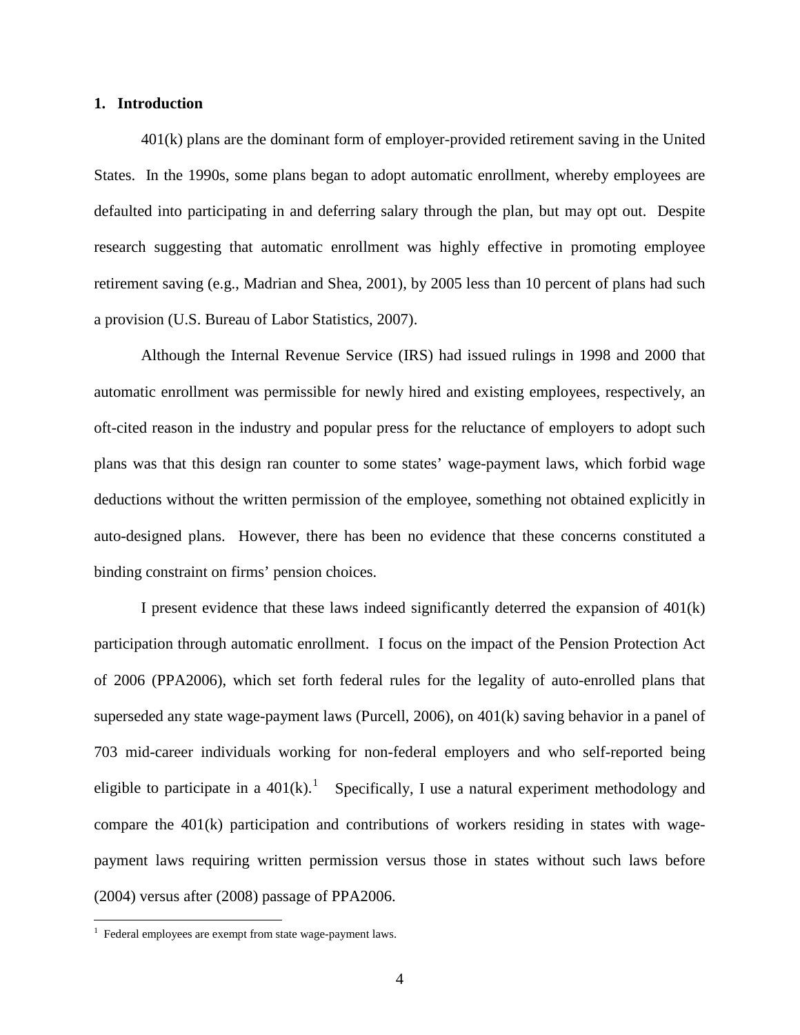## 1. Introduction

401(k) plans are the dominant form of employer-provided retirement saving in the United States. In the 1990s, some plans began to adopt automatic enrollment, whereby employees are defaulted into participating in and deferring salary through the plan, but may opt out. Despite research suggesting that automatic enrollment was highly effective in promoting employee retirement saving (e.g., Madrian and Shea, 2001), by 2005 less than 10 percent of plans had such a provision (U.S. Bureau of Labor Statistics, 2007).

Although the Internal Revenue Service (IRS) had issued rulings in 1998 and 2000 that automatic enrollment was permissible for newly hired and existing employees, respectively, an oft-cited reason in the industry and popular press for the reluctance of employers to adopt such plans was that this design ran counter to some states' wage-payment laws, which forbid wage deductions without the written permission of the employee, something not obtained explicitly in auto-designed plans. However, there has been no evidence that these concerns constituted a binding constraint on firms' pension choices.

I present evidence that these laws indeed significantly deterred the expansion of 401(k) participation through automatic enrollment. I focus on the impact of the Pension Protection Act of 2006 (PPA2006), which set forth federal rules for the legality of auto-enrolled plans that superseded any state wage-payment laws (Purcell, 2006), on 401(k) saving behavior in a panel of 703 mid-career individuals working for non-federal employers and who self-reported being eligible to participate in a 401(k).[1] Specifically, I use a natural experiment methodology and compare the 401(k) participation and contributions of workers residing in states with wage-payment laws requiring written permission versus those in states without such laws before (2004) versus after (2008) passage of PPA2006.

[1] Federal employees are exempt from state wage-payment laws.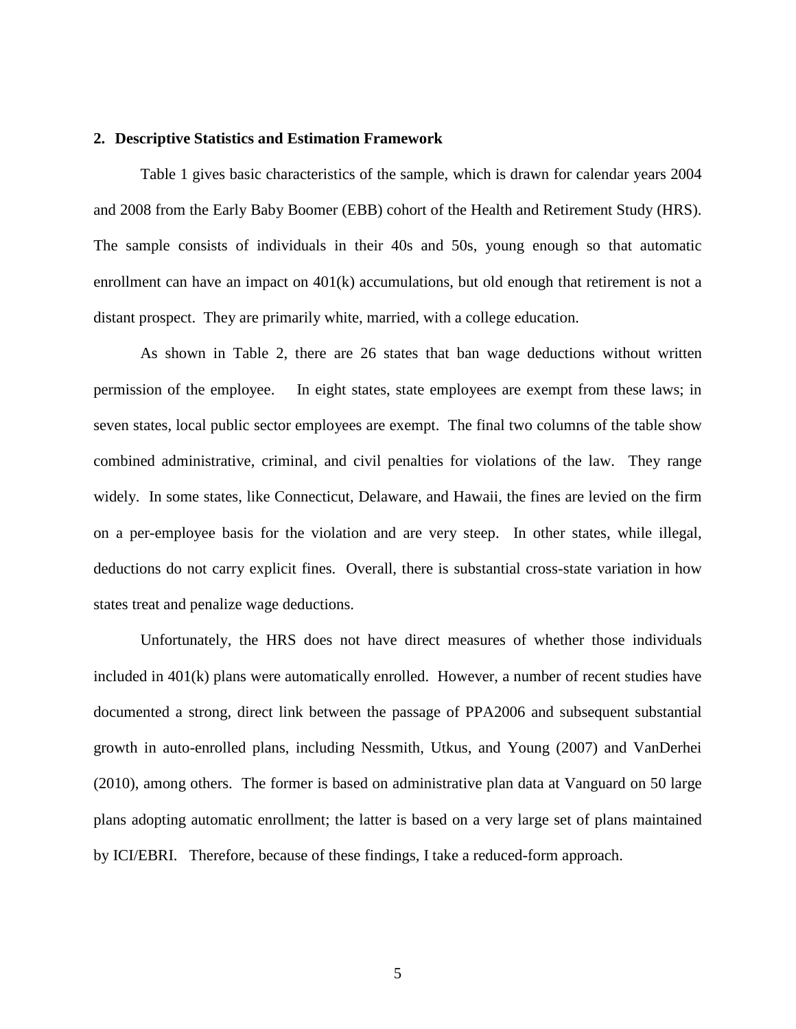## 2. Descriptive Statistics and Estimation Framework

Table 1 gives basic characteristics of the sample, which is drawn for calendar years 2004 and 2008 from the Early Baby Boomer (EBB) cohort of the Health and Retirement Study (HRS). The sample consists of individuals in their 40s and 50s, young enough so that automatic enrollment can have an impact on 401(k) accumulations, but old enough that retirement is not a distant prospect. They are primarily white, married, with a college education.

As shown in Table 2, there are 26 states that ban wage deductions without written permission of the employee. In eight states, state employees are exempt from these laws; in seven states, local public sector employees are exempt. The final two columns of the table show combined administrative, criminal, and civil penalties for violations of the law. They range widely. In some states, like Connecticut, Delaware, and Hawaii, the fines are levied on the firm on a per-employee basis for the violation and are very steep. In other states, while illegal, deductions do not carry explicit fines. Overall, there is substantial cross-state variation in how states treat and penalize wage deductions.

Unfortunately, the HRS does not have direct measures of whether those individuals included in 401(k) plans were automatically enrolled. However, a number of recent studies have documented a strong, direct link between the passage of PPA2006 and subsequent substantial growth in auto-enrolled plans, including Nessmith, Utkus, and Young (2007) and VanDerhei (2010), among others. The former is based on administrative plan data at Vanguard on 50 large plans adopting automatic enrollment; the latter is based on a very large set of plans maintained by ICI/EBRI. Therefore, because of these findings, I take a reduced-form approach.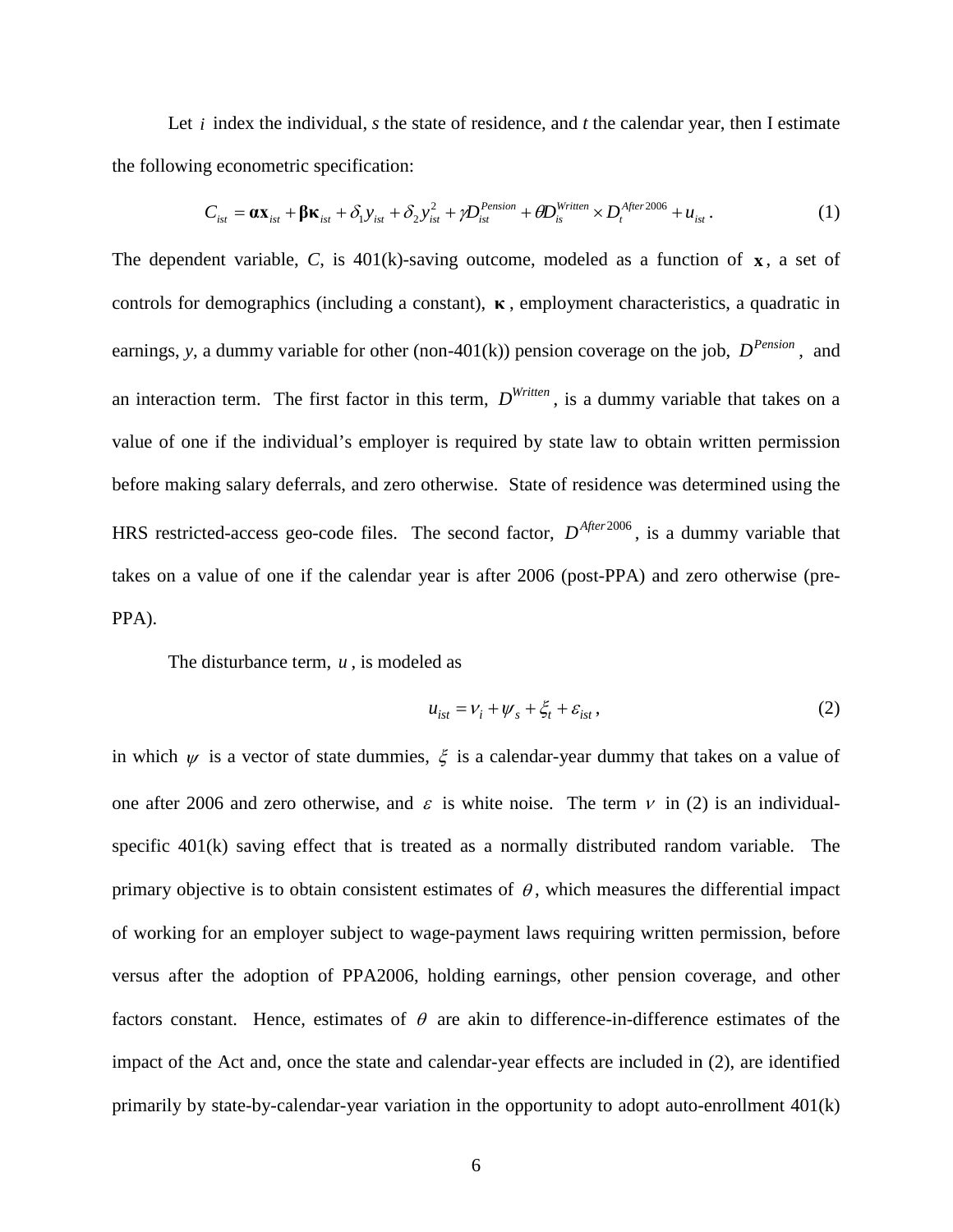Let $i$ index the individual, *s* the state of residence, and *t* the calendar year, then I estimate the following econometric specification:

$$C_{ist} = \boldsymbol{\alpha}\mathbf{x}_{ist} + \boldsymbol{\beta}\boldsymbol{\kappa}_{ist} + \delta_1 y_{ist} + \delta_2 y_{ist}^2 + \gamma D_{ist}^{Pension} + \theta D_{is}^{Written} \times D_t^{After\,2006} + u_{ist}. \tag{1}$$

The dependent variable, *C*, is 401(k)-saving outcome, modeled as a function of $\mathbf{x}$, a set of controls for demographics (including a constant), $\boldsymbol{\kappa}$, employment characteristics, a quadratic in earnings, *y*, a dummy variable for other (non-401(k)) pension coverage on the job, $D^{Pension}$, and an interaction term. The first factor in this term, $D^{Written}$, is a dummy variable that takes on a value of one if the individual's employer is required by state law to obtain written permission before making salary deferrals, and zero otherwise. State of residence was determined using the HRS restricted-access geo-code files. The second factor, $D^{After\,2006}$, is a dummy variable that takes on a value of one if the calendar year is after 2006 (post-PPA) and zero otherwise (pre-PPA).

The disturbance term, $u$, is modeled as

$$u_{ist} = \nu_i + \psi_s + \xi_t + \varepsilon_{ist}, \tag{2}$$

in which $\psi$ is a vector of state dummies, $\xi$ is a calendar-year dummy that takes on a value of one after 2006 and zero otherwise, and $\varepsilon$ is white noise. The term $\nu$ in (2) is an individual-specific 401(k) saving effect that is treated as a normally distributed random variable. The primary objective is to obtain consistent estimates of $\theta$, which measures the differential impact of working for an employer subject to wage-payment laws requiring written permission, before versus after the adoption of PPA2006, holding earnings, other pension coverage, and other factors constant. Hence, estimates of $\theta$ are akin to difference-in-difference estimates of the impact of the Act and, once the state and calendar-year effects are included in (2), are identified primarily by state-by-calendar-year variation in the opportunity to adopt auto-enrollment 401(k)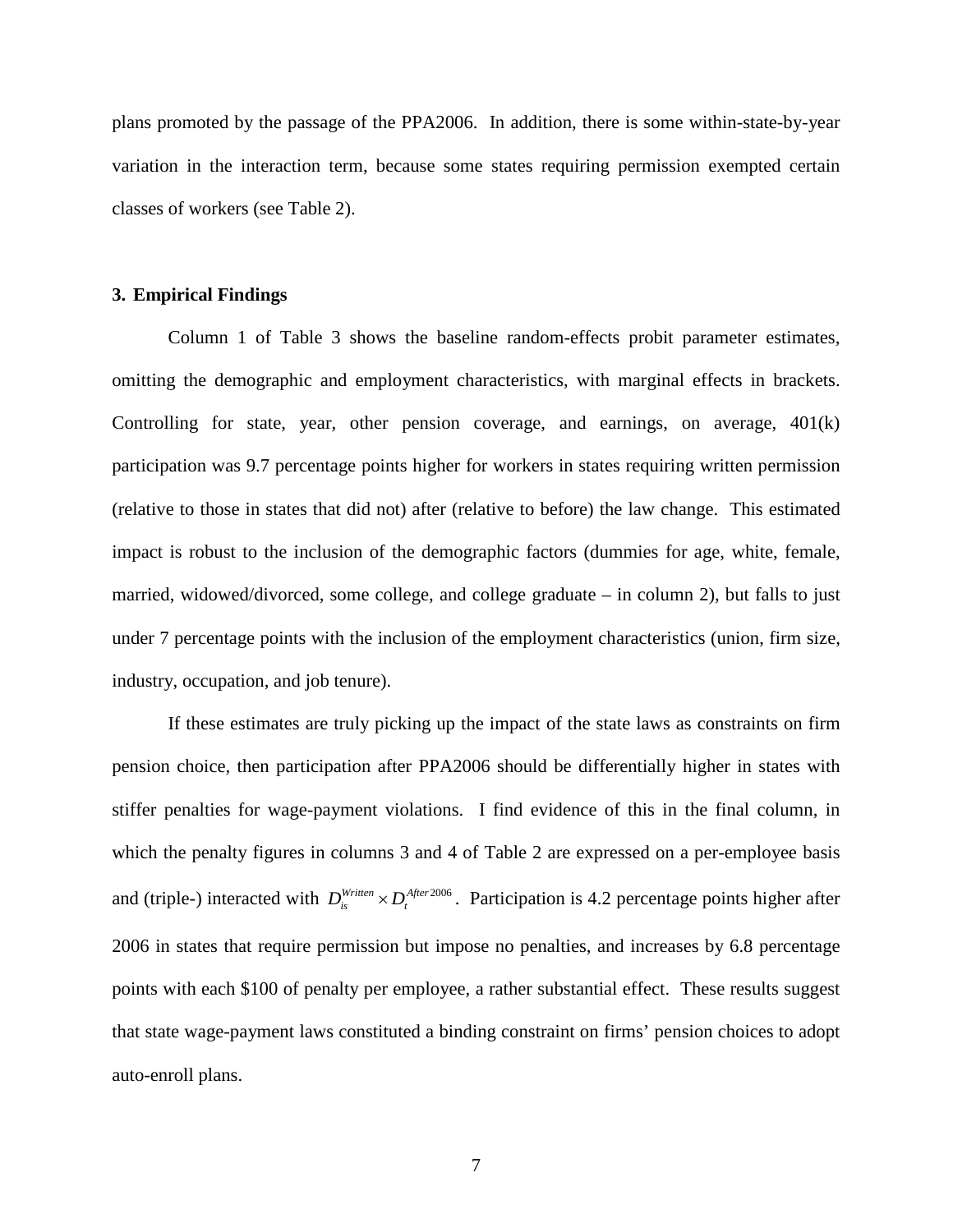plans promoted by the passage of the PPA2006. In addition, there is some within-state-by-year variation in the interaction term, because some states requiring permission exempted certain classes of workers (see Table 2).

## 3. Empirical Findings

Column 1 of Table 3 shows the baseline random-effects probit parameter estimates, omitting the demographic and employment characteristics, with marginal effects in brackets. Controlling for state, year, other pension coverage, and earnings, on average, 401(k) participation was 9.7 percentage points higher for workers in states requiring written permission (relative to those in states that did not) after (relative to before) the law change. This estimated impact is robust to the inclusion of the demographic factors (dummies for age, white, female, married, widowed/divorced, some college, and college graduate – in column 2), but falls to just under 7 percentage points with the inclusion of the employment characteristics (union, firm size, industry, occupation, and job tenure).

If these estimates are truly picking up the impact of the state laws as constraints on firm pension choice, then participation after PPA2006 should be differentially higher in states with stiffer penalties for wage-payment violations. I find evidence of this in the final column, in which the penalty figures in columns 3 and 4 of Table 2 are expressed on a per-employee basis and (triple-) interacted with $D_{is}^{Written} \times D_{t}^{After\,2006}$. Participation is 4.2 percentage points higher after 2006 in states that require permission but impose no penalties, and increases by 6.8 percentage points with each \$100 of penalty per employee, a rather substantial effect. These results suggest that state wage-payment laws constituted a binding constraint on firms' pension choices to adopt auto-enroll plans.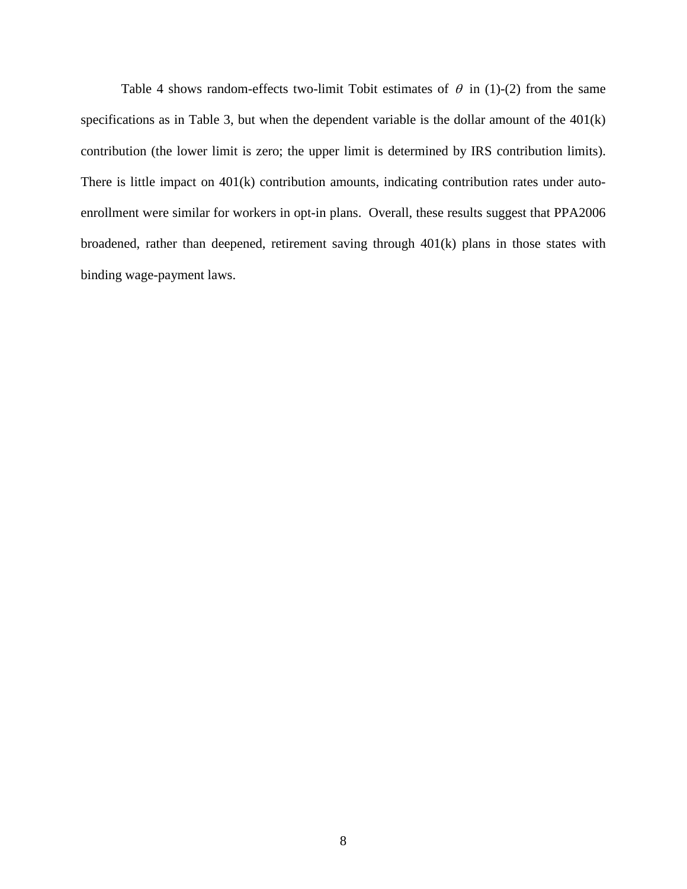Table 4 shows random-effects two-limit Tobit estimates of $\theta$ in (1)-(2) from the same specifications as in Table 3, but when the dependent variable is the dollar amount of the 401(k) contribution (the lower limit is zero; the upper limit is determined by IRS contribution limits). There is little impact on 401(k) contribution amounts, indicating contribution rates under auto-enrollment were similar for workers in opt-in plans. Overall, these results suggest that PPA2006 broadened, rather than deepened, retirement saving through 401(k) plans in those states with binding wage-payment laws.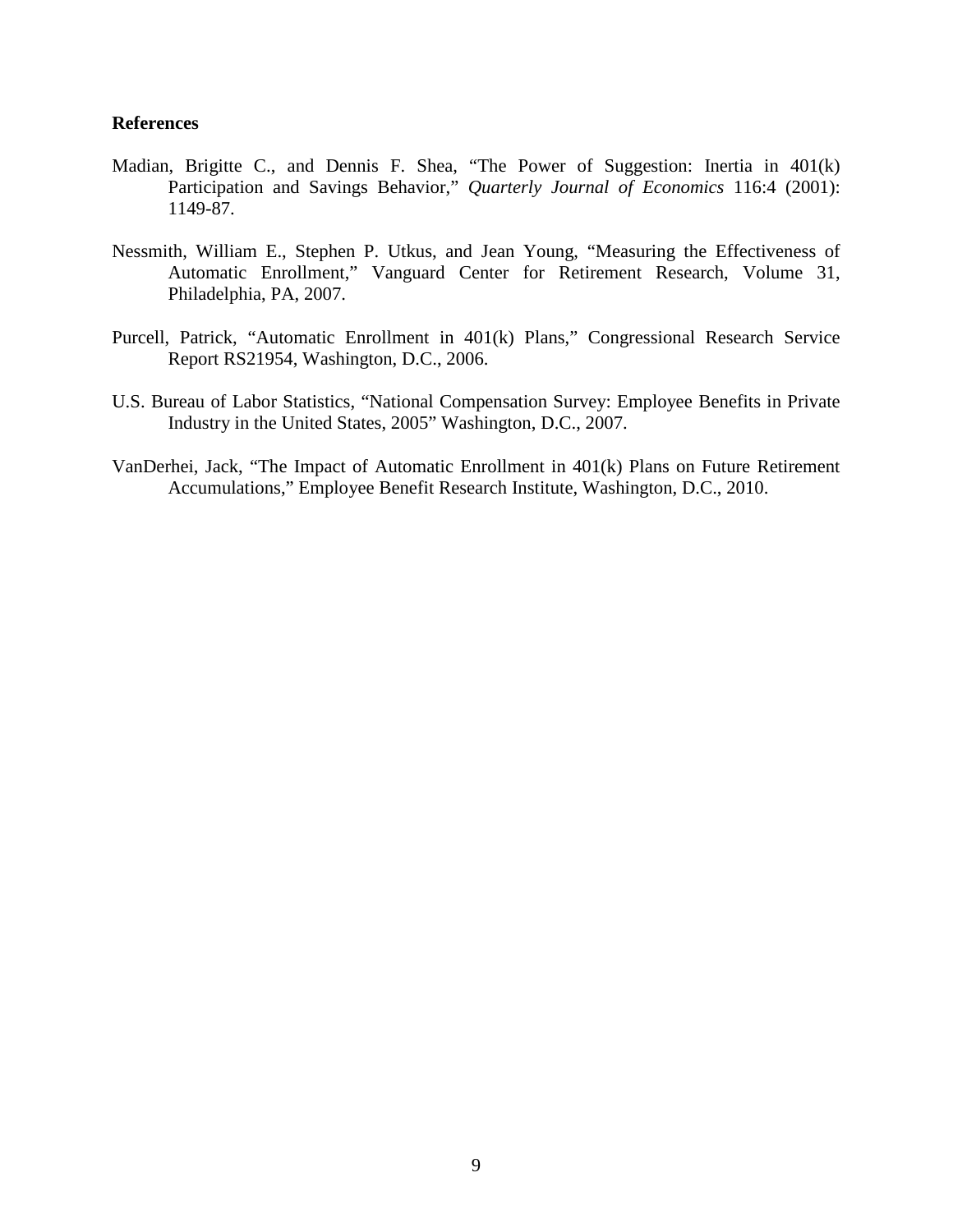**References**

Madian, Brigitte C., and Dennis F. Shea, "The Power of Suggestion: Inertia in 401(k) Participation and Savings Behavior," *Quarterly Journal of Economics* 116:4 (2001): 1149-87.

Nessmith, William E., Stephen P. Utkus, and Jean Young, "Measuring the Effectiveness of Automatic Enrollment," Vanguard Center for Retirement Research, Volume 31, Philadelphia, PA, 2007.

Purcell, Patrick, "Automatic Enrollment in 401(k) Plans," Congressional Research Service Report RS21954, Washington, D.C., 2006.

U.S. Bureau of Labor Statistics, "National Compensation Survey: Employee Benefits in Private Industry in the United States, 2005" Washington, D.C., 2007.

VanDerhei, Jack, "The Impact of Automatic Enrollment in 401(k) Plans on Future Retirement Accumulations," Employee Benefit Research Institute, Washington, D.C., 2010.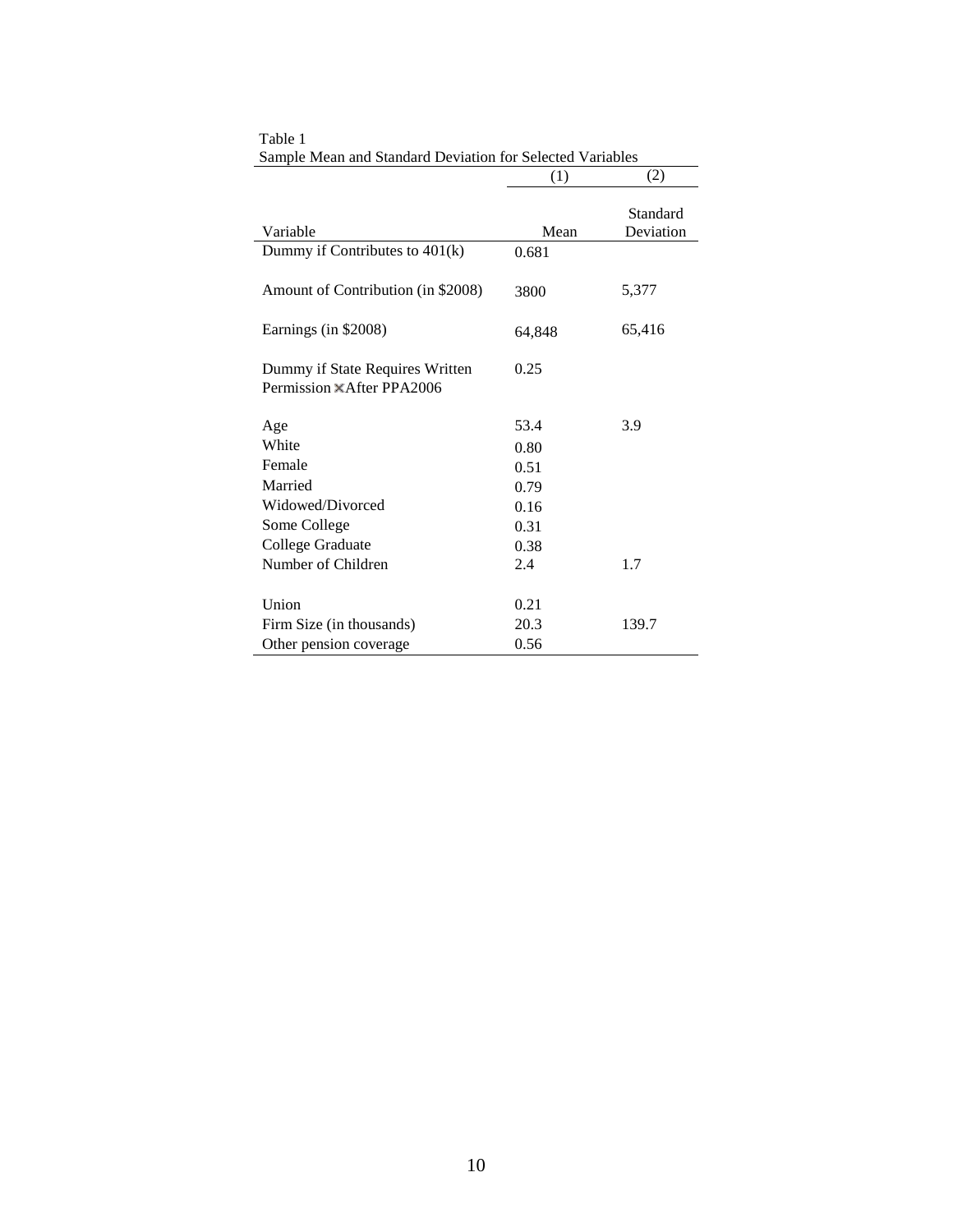Table 1

Sample Mean and Standard Deviation for Selected Variables

| | (1) | (2) |
|---|---|---|
| Variable | Mean | Standard Deviation |
| Dummy if Contributes to 401(k) | 0.681 | |
| Amount of Contribution (in $2008) | 3800 | 5,377 |
| Earnings (in $2008) | 64,848 | 65,416 |
| Dummy if State Requires Written Permission × After PPA2006 | 0.25 | |
| Age | 53.4 | 3.9 |
| White | 0.80 | |
| Female | 0.51 | |
| Married | 0.79 | |
| Widowed/Divorced | 0.16 | |
| Some College | 0.31 | |
| College Graduate | 0.38 | |
| Number of Children | 2.4 | 1.7 |
| Union | 0.21 | |
| Firm Size (in thousands) | 20.3 | 139.7 |
| Other pension coverage | 0.56 | |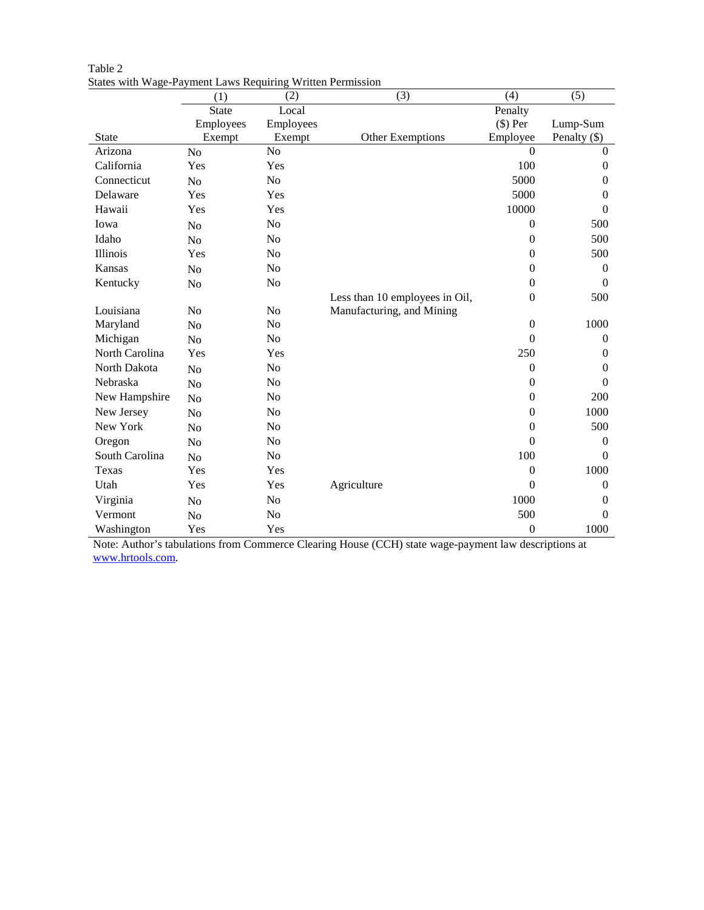Table 2
States with Wage-Payment Laws Requiring Written Permission

| | (1) | (2) | (3) | (4) | (5) |
|---|---|---|---|---|---|
| State | State Employees Exempt | Local Employees Exempt | Other Exemptions | Penalty ($) Per Employee | Lump-Sum Penalty ($) |
| Arizona | No | No | | 0 | 0 |
| California | Yes | Yes | | 100 | 0 |
| Connecticut | No | No | | 5000 | 0 |
| Delaware | Yes | Yes | | 5000 | 0 |
| Hawaii | Yes | Yes | | 10000 | 0 |
| Iowa | No | No | | 0 | 500 |
| Idaho | No | No | | 0 | 500 |
| Illinois | Yes | No | | 0 | 500 |
| Kansas | No | No | | 0 | 0 |
| Kentucky | No | No | | 0 | 0 |
| Louisiana | No | No | Less than 10 employees in Oil, Manufacturing, and Mining | 0 | 500 |
| Maryland | No | No | | 0 | 1000 |
| Michigan | No | No | | 0 | 0 |
| North Carolina | Yes | Yes | | 250 | 0 |
| North Dakota | No | No | | 0 | 0 |
| Nebraska | No | No | | 0 | 0 |
| New Hampshire | No | No | | 0 | 200 |
| New Jersey | No | No | | 0 | 1000 |
| New York | No | No | | 0 | 500 |
| Oregon | No | No | | 0 | 0 |
| South Carolina | No | No | | 100 | 0 |
| Texas | Yes | Yes | | 0 | 1000 |
| Utah | Yes | Yes | Agriculture | 0 | 0 |
| Virginia | No | No | | 1000 | 0 |
| Vermont | No | No | | 500 | 0 |
| Washington | Yes | Yes | | 0 | 1000 |

Note: Author's tabulations from Commerce Clearing House (CCH) state wage-payment law descriptions at www.hrtools.com.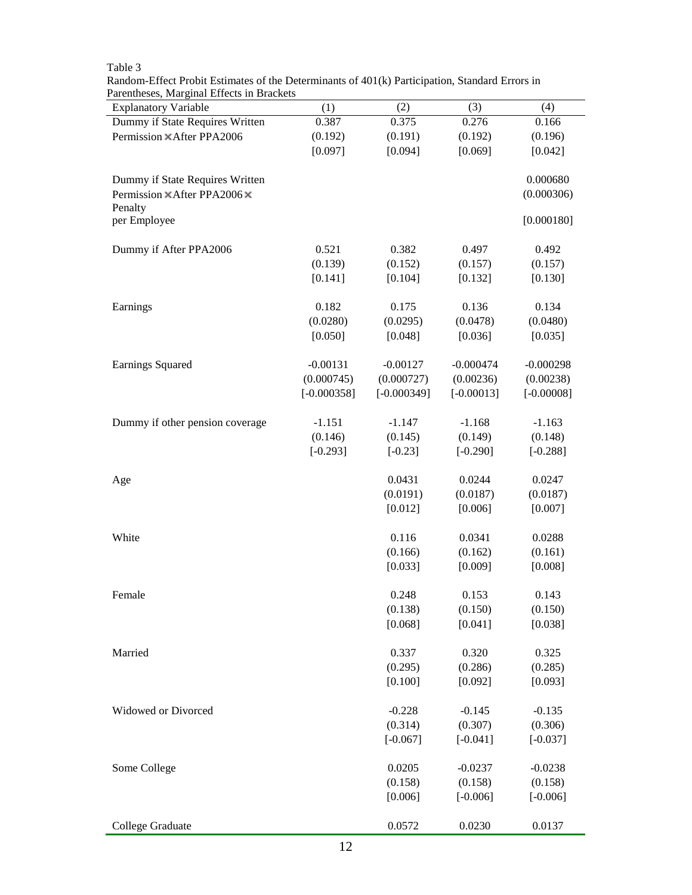Table 3
Random-Effect Probit Estimates of the Determinants of 401(k) Participation, Standard Errors in Parentheses, Marginal Effects in Brackets

| Explanatory Variable | (1) | (2) | (3) | (4) |
|---|---|---|---|---|
| Dummy if State Requires Written Permission × After PPA2006 | 0.387 | 0.375 | 0.276 | 0.166 |
| | (0.192) | (0.191) | (0.192) | (0.196) |
| | [0.097] | [0.094] | [0.069] | [0.042] |
| Dummy if State Requires Written Permission × After PPA2006 × Penalty per Employee | | | | 0.000680 |
| | | | | (0.000306) |
| | | | | [0.000180] |
| Dummy if After PPA2006 | 0.521 | 0.382 | 0.497 | 0.492 |
| | (0.139) | (0.152) | (0.157) | (0.157) |
| | [0.141] | [0.104] | [0.132] | [0.130] |
| Earnings | 0.182 | 0.175 | 0.136 | 0.134 |
| | (0.0280) | (0.0295) | (0.0478) | (0.0480) |
| | [0.050] | [0.048] | [0.036] | [0.035] |
| Earnings Squared | -0.00131 | -0.00127 | -0.000474 | -0.000298 |
| | (0.000745) | (0.000727) | (0.00236) | (0.00238) |
| | [-0.000358] | [-0.000349] | [-0.00013] | [-0.00008] |
| Dummy if other pension coverage | -1.151 | -1.147 | -1.168 | -1.163 |
| | (0.146) | (0.145) | (0.149) | (0.148) |
| | [-0.293] | [-0.23] | [-0.290] | [-0.288] |
| Age | | 0.0431 | 0.0244 | 0.0247 |
| | | (0.0191) | (0.0187) | (0.0187) |
| | | [0.012] | [0.006] | [0.007] |
| White | | 0.116 | 0.0341 | 0.0288 |
| | | (0.166) | (0.162) | (0.161) |
| | | [0.033] | [0.009] | [0.008] |
| Female | | 0.248 | 0.153 | 0.143 |
| | | (0.138) | (0.150) | (0.150) |
| | | [0.068] | [0.041] | [0.038] |
| Married | | 0.337 | 0.320 | 0.325 |
| | | (0.295) | (0.286) | (0.285) |
| | | [0.100] | [0.092] | [0.093] |
| Widowed or Divorced | | -0.228 | -0.145 | -0.135 |
| | | (0.314) | (0.307) | (0.306) |
| | | [-0.067] | [-0.041] | [-0.037] |
| Some College | | 0.0205 | -0.0237 | -0.0238 |
| | | (0.158) | (0.158) | (0.158) |
| | | [0.006] | [-0.006] | [-0.006] |
| College Graduate | | 0.0572 | 0.0230 | 0.0137 |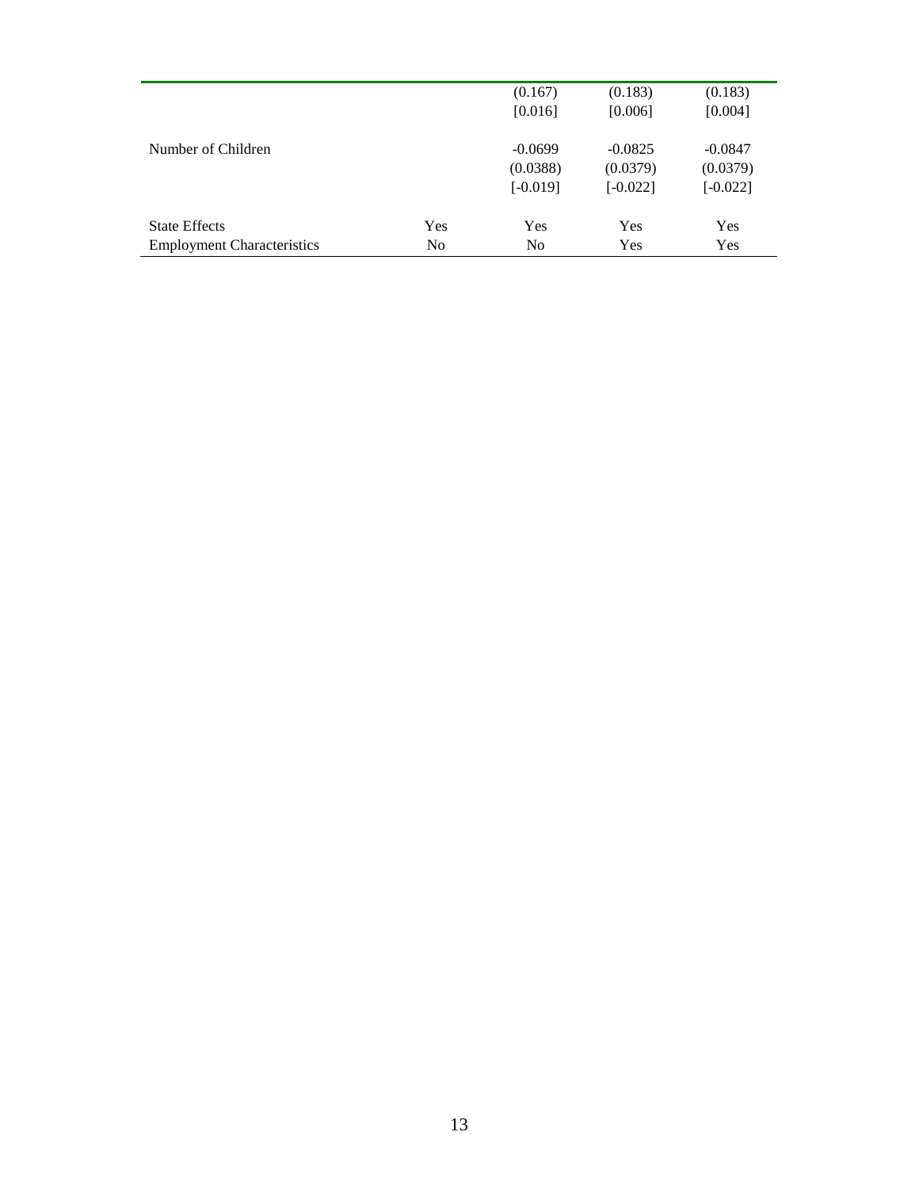| | | | | |
|---|---|---|---|---|
| | | (0.167) | (0.183) | (0.183) |
| | | [0.016] | [0.006] | [0.004] |
| Number of Children | | -0.0699 | -0.0825 | -0.0847 |
| | | (0.0388) | (0.0379) | (0.0379) |
| | | [-0.019] | [-0.022] | [-0.022] |
| State Effects | Yes | Yes | Yes | Yes |
| Employment Characteristics | No | No | Yes | Yes |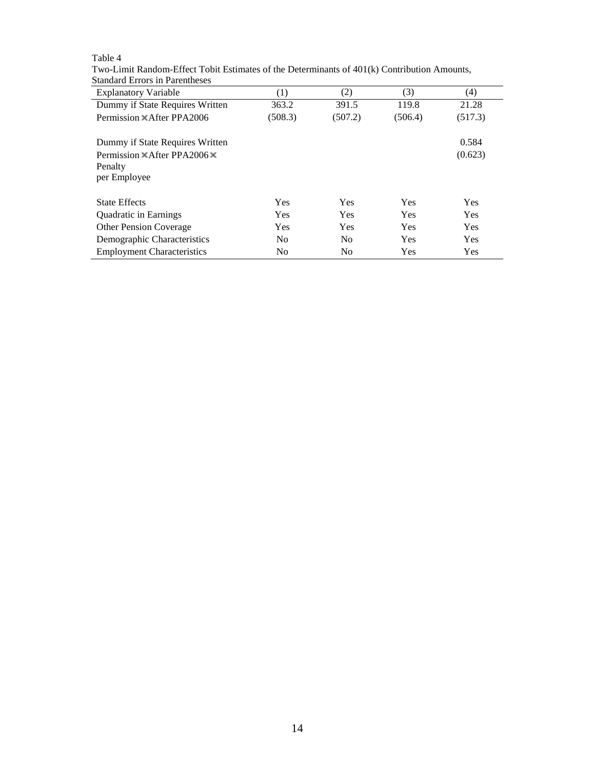Table 4

Two-Limit Random-Effect Tobit Estimates of the Determinants of 401(k) Contribution Amounts, Standard Errors in Parentheses

| Explanatory Variable | (1) | (2) | (3) | (4) |
|---|---|---|---|---|
| Dummy if State Requires Written Permission × After PPA2006 | 363.2<br>(508.3) | 391.5<br>(507.2) | 119.8<br>(506.4) | 21.28<br>(517.3) |
| Dummy if State Requires Written Permission × After PPA2006 × Penalty per Employee | | | | 0.584<br>(0.623) |
| State Effects | Yes | Yes | Yes | Yes |
| Quadratic in Earnings | Yes | Yes | Yes | Yes |
| Other Pension Coverage | Yes | Yes | Yes | Yes |
| Demographic Characteristics | No | No | Yes | Yes |
| Employment Characteristics | No | No | Yes | Yes |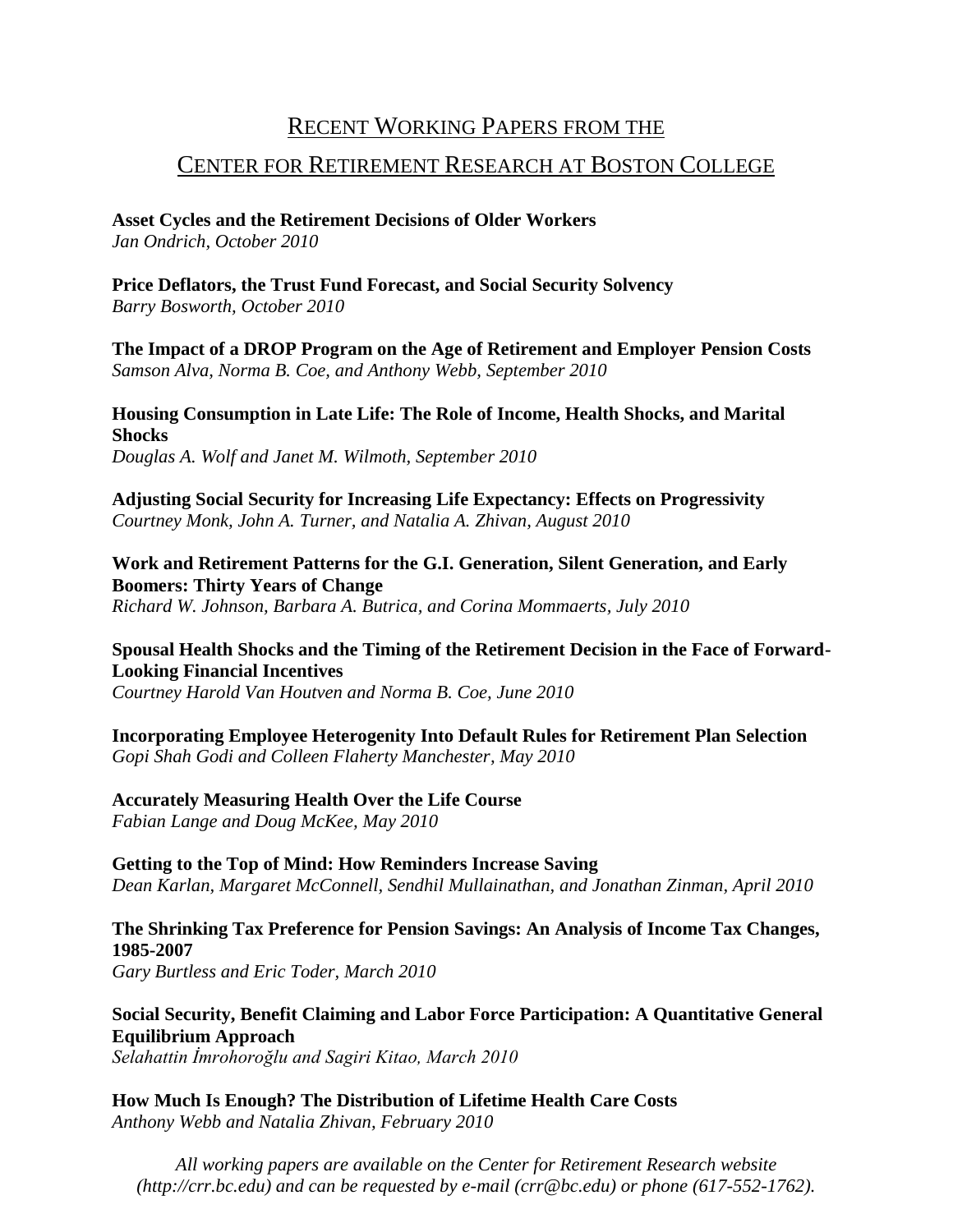# RECENT WORKING PAPERS FROM THE CENTER FOR RETIREMENT RESEARCH AT BOSTON COLLEGE

**Asset Cycles and the Retirement Decisions of Older Workers**
*Jan Ondrich, October 2010*

**Price Deflators, the Trust Fund Forecast, and Social Security Solvency**
*Barry Bosworth, October 2010*

**The Impact of a DROP Program on the Age of Retirement and Employer Pension Costs**
*Samson Alva, Norma B. Coe, and Anthony Webb, September 2010*

**Housing Consumption in Late Life: The Role of Income, Health Shocks, and Marital Shocks**
*Douglas A. Wolf and Janet M. Wilmoth, September 2010*

**Adjusting Social Security for Increasing Life Expectancy: Effects on Progressivity**
*Courtney Monk, John A. Turner, and Natalia A. Zhivan, August 2010*

**Work and Retirement Patterns for the G.I. Generation, Silent Generation, and Early Boomers: Thirty Years of Change**
*Richard W. Johnson, Barbara A. Butrica, and Corina Mommaerts, July 2010*

**Spousal Health Shocks and the Timing of the Retirement Decision in the Face of Forward-Looking Financial Incentives**
*Courtney Harold Van Houtven and Norma B. Coe, June 2010*

**Incorporating Employee Heterogenity Into Default Rules for Retirement Plan Selection**
*Gopi Shah Godi and Colleen Flaherty Manchester, May 2010*

**Accurately Measuring Health Over the Life Course**
*Fabian Lange and Doug McKee, May 2010*

**Getting to the Top of Mind: How Reminders Increase Saving**
*Dean Karlan, Margaret McConnell, Sendhil Mullainathan, and Jonathan Zinman, April 2010*

**The Shrinking Tax Preference for Pension Savings: An Analysis of Income Tax Changes, 1985-2007**
*Gary Burtless and Eric Toder, March 2010*

**Social Security, Benefit Claiming and Labor Force Participation: A Quantitative General Equilibrium Approach**
*Selahattin İmrohoroğlu and Sagiri Kitao, March 2010*

**How Much Is Enough? The Distribution of Lifetime Health Care Costs**
*Anthony Webb and Natalia Zhivan, February 2010*

*All working papers are available on the Center for Retirement Research website (http://crr.bc.edu) and can be requested by e-mail (crr@bc.edu) or phone (617-552-1762).*